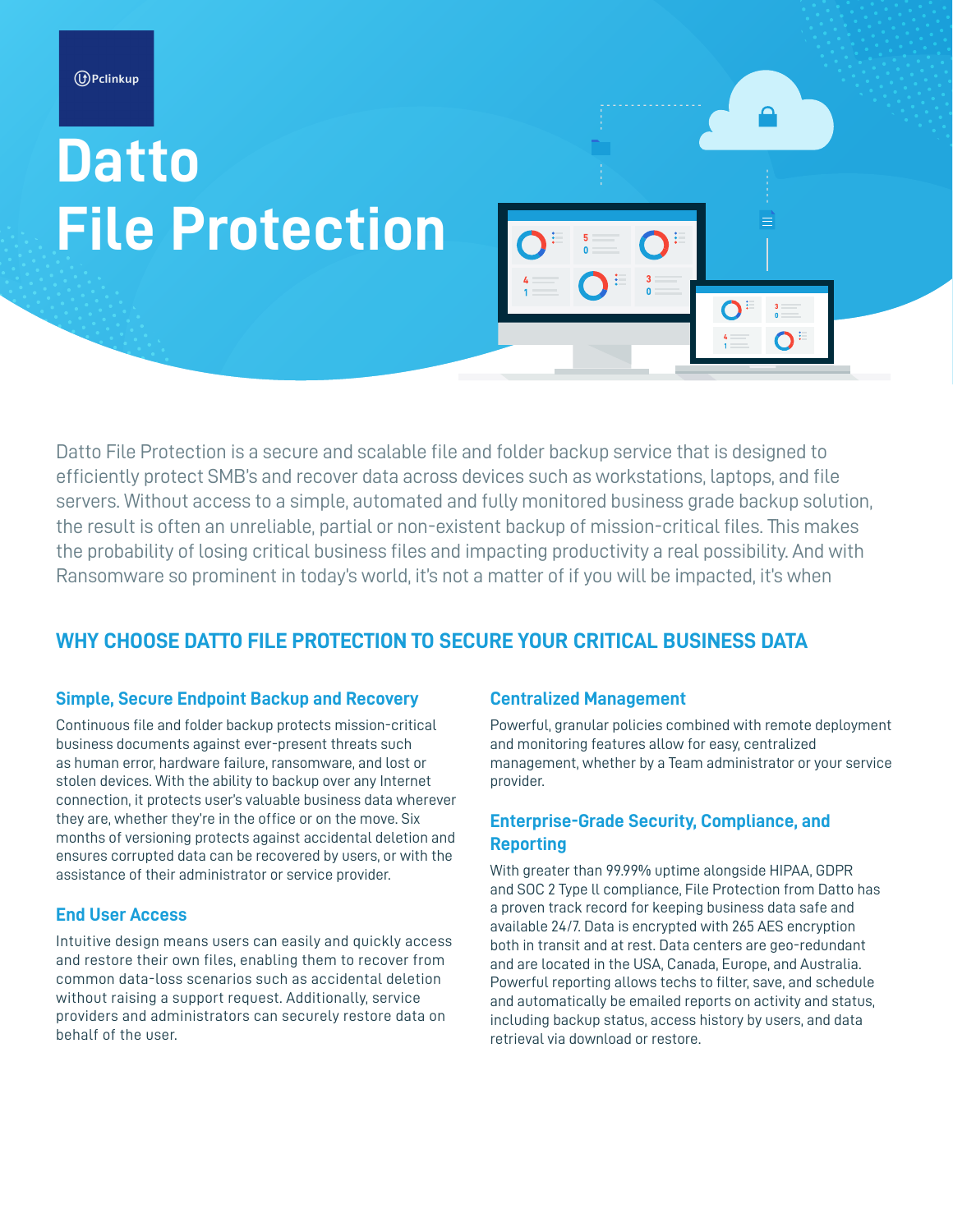Pclinkup

# Datto File Protection

Datto File Protection is a secure and scalable file and folder backup service that is designed to efficiently protect SMB's and recover data across devices such as workstations, laptops, and file servers. Without access to a simple, automated and fully monitored business grade backup solution, the result is often an unreliable, partial or non-existent backup of mission-critical files. This makes the probability of losing critical business files and impacting productivity a real possibility. And with Ransomware so prominent in today's world, it's not a matter of if you will be impacted, it's when

## WHY CHOOSE DATTO FILE PROTECTION TO SECURE YOUR CRITICAL BUSINESS DATA

### Simple, Secure Endpoint Backup and Recovery

Continuous file and folder backup protects mission-critical business documents against ever-present threats such as human error, hardware failure, ransomware, and lost or stolen devices. With the ability to backup over any Internet connection, it protects user's valuable business data wherever they are, whether they're in the office or on the move. Six months of versioning protects against accidental deletion and ensures corrupted data can be recovered by users, or with the assistance of their administrator or service provider.

### End User Access

Intuitive design means users can easily and quickly access and restore their own files, enabling them to recover from common data-loss scenarios such as accidental deletion without raising a support request. Additionally, service providers and administrators can securely restore data on behalf of the user.

### Centralized Management

Powerful, granular policies combined with remote deployment and monitoring features allow for easy, centralized management, whether by a Team administrator or your service provider.

### Enterprise-Grade Security, Compliance, and Reporting

With greater than 99.99% uptime alongside HIPAA, GDPR and SOC 2 Type ll compliance, File Protection from Datto has a proven track record for keeping business data safe and available 24/7. Data is encrypted with 265 AES encryption both in transit and at rest. Data centers are geo-redundant and are located in the USA, Canada, Europe, and Australia. Powerful reporting allows techs to filter, save, and schedule and automatically be emailed reports on activity and status, including backup status, access history by users, and data retrieval via download or restore.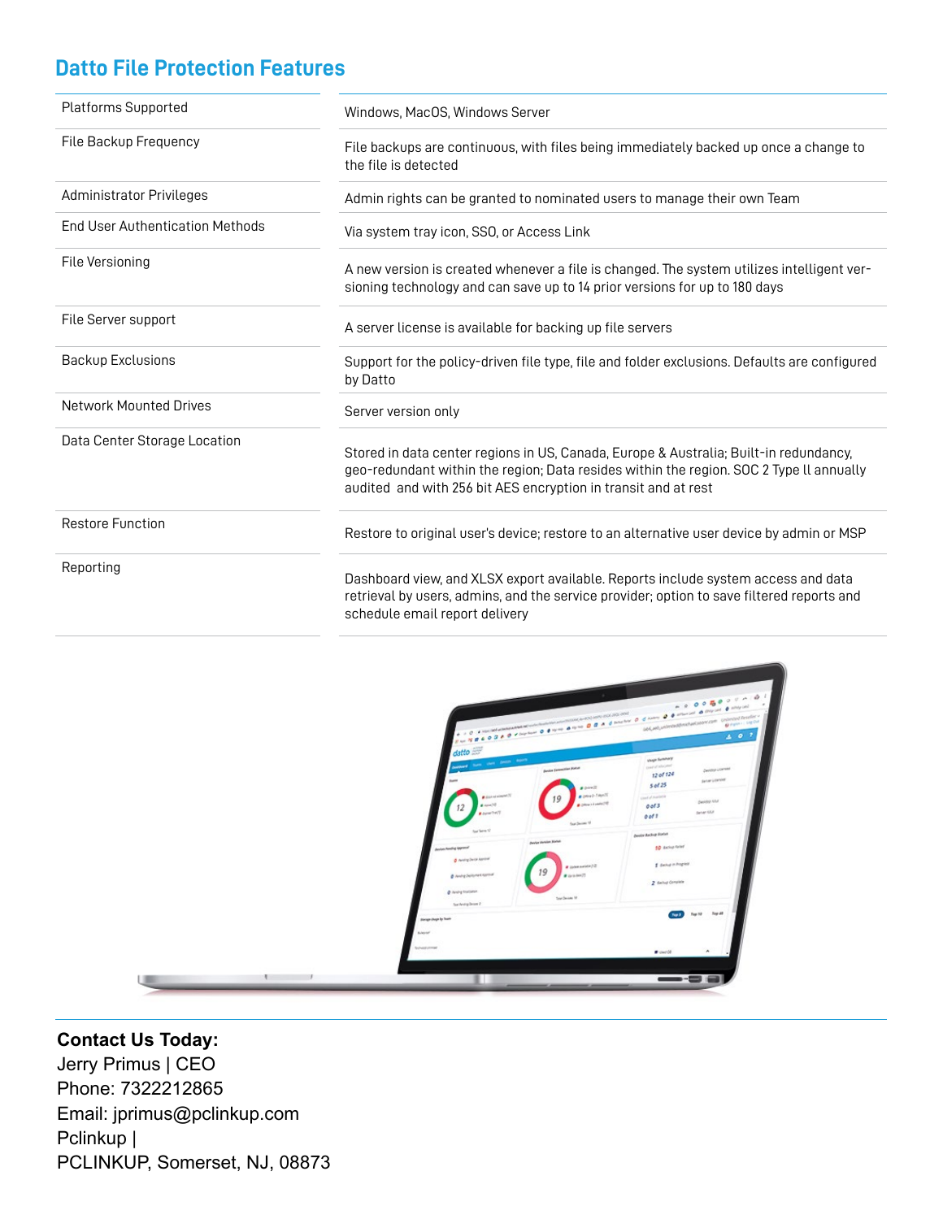## Datto File Protection Features

| | |
|---|---|
| Platforms Supported | Windows, MacOS, Windows Server |
| File Backup Frequency | File backups are continuous, with files being immediately backed up once a change to the file is detected |
| Administrator Privileges | Admin rights can be granted to nominated users to manage their own Team |
| End User Authentication Methods | Via system tray icon, SSO, or Access Link |
| File Versioning | A new version is created whenever a file is changed. The system utilizes intelligent versioning technology and can save up to 14 prior versions for up to 180 days |
| File Server support | A server license is available for backing up file servers |
| Backup Exclusions | Support for the policy-driven file type, file and folder exclusions. Defaults are configured by Datto |
| Network Mounted Drives | Server version only |
| Data Center Storage Location | Stored in data center regions in US, Canada, Europe & Australia; Built-in redundancy, geo-redundant within the region; Data resides within the region. SOC 2 Type ll annually audited and with 256 bit AES encryption in transit and at rest |
| Restore Function | Restore to original user's device; restore to an alternative user device by admin or MSP |
| Reporting | Dashboard view, and XLSX export available. Reports include system access and data retrieval by users, admins, and the service provider; option to save filtered reports and schedule email report delivery |

**Contact Us Today:**
Jerry Primus | CEO
Phone: 7322212865
Email: jprimus@pclinkup.com
Pclinkup |
PCLINKUP, Somerset, NJ, 08873